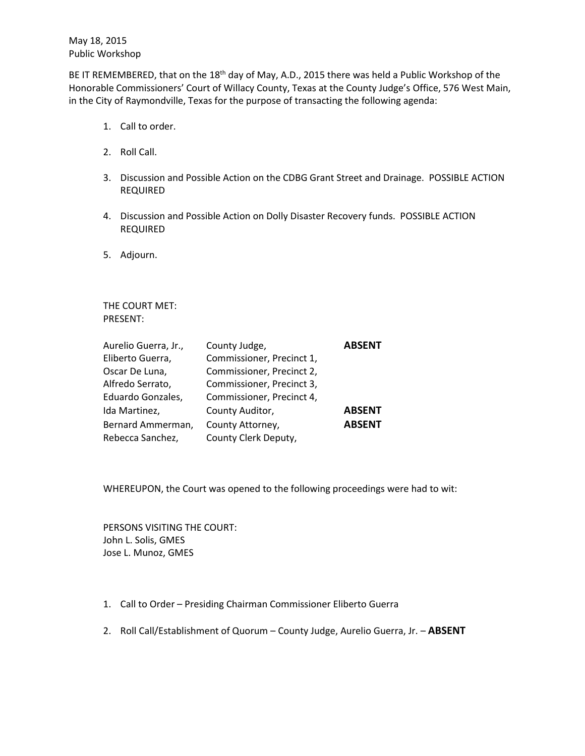May 18, 2015
Public Workshop

BE IT REMEMBERED, that on the 18th day of May, A.D., 2015 there was held a Public Workshop of the Honorable Commissioners' Court of Willacy County, Texas at the County Judge's Office, 576 West Main, in the City of Raymondville, Texas for the purpose of transacting the following agenda:

1. Call to order.
2. Roll Call.
3. Discussion and Possible Action on the CDBG Grant Street and Drainage. POSSIBLE ACTION REQUIRED
4. Discussion and Possible Action on Dolly Disaster Recovery funds. POSSIBLE ACTION REQUIRED
5. Adjourn.

THE COURT MET:
PRESENT:

| | | |
|---|---|---|
| Aurelio Guerra, Jr., | County Judge, | **ABSENT** |
| Eliberto Guerra, | Commissioner, Precinct 1, | |
| Oscar De Luna, | Commissioner, Precinct 2, | |
| Alfredo Serrato, | Commissioner, Precinct 3, | |
| Eduardo Gonzales, | Commissioner, Precinct 4, | |
| Ida Martinez, | County Auditor, | **ABSENT** |
| Bernard Ammerman, | County Attorney, | **ABSENT** |
| Rebecca Sanchez, | County Clerk Deputy, | |

WHEREUPON, the Court was opened to the following proceedings were had to wit:

PERSONS VISITING THE COURT:
John L. Solis, GMES
Jose L. Munoz, GMES

1. Call to Order – Presiding Chairman Commissioner Eliberto Guerra
2. Roll Call/Establishment of Quorum – County Judge, Aurelio Guerra, Jr. – **ABSENT**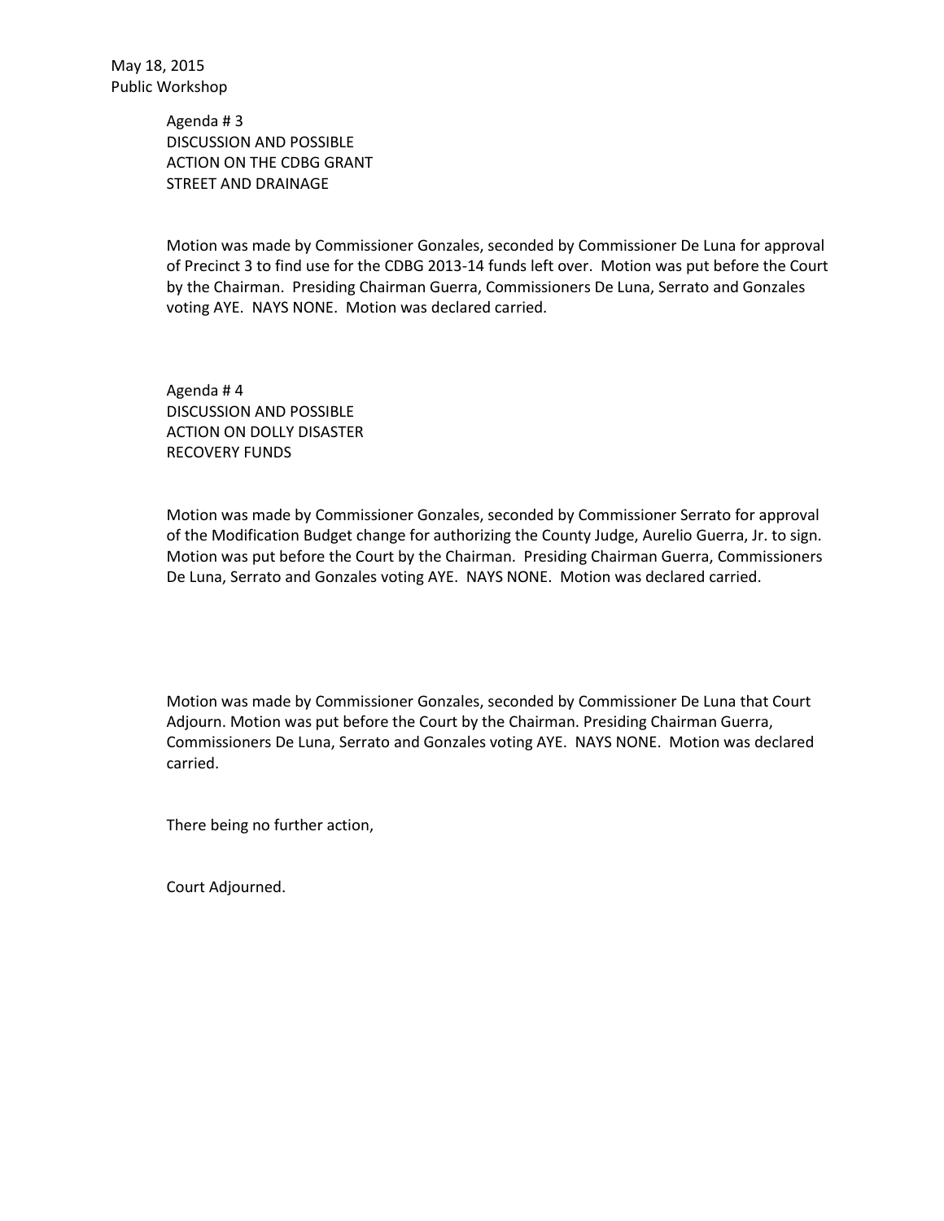May 18, 2015
Public Workshop

Agenda # 3
DISCUSSION AND POSSIBLE
ACTION ON THE CDBG GRANT
STREET AND DRAINAGE

Motion was made by Commissioner Gonzales, seconded by Commissioner De Luna for approval of Precinct 3 to find use for the CDBG 2013-14 funds left over. Motion was put before the Court by the Chairman. Presiding Chairman Guerra, Commissioners De Luna, Serrato and Gonzales voting AYE. NAYS NONE. Motion was declared carried.

Agenda # 4
DISCUSSION AND POSSIBLE
ACTION ON DOLLY DISASTER
RECOVERY FUNDS

Motion was made by Commissioner Gonzales, seconded by Commissioner Serrato for approval of the Modification Budget change for authorizing the County Judge, Aurelio Guerra, Jr. to sign. Motion was put before the Court by the Chairman. Presiding Chairman Guerra, Commissioners De Luna, Serrato and Gonzales voting AYE. NAYS NONE. Motion was declared carried.

Motion was made by Commissioner Gonzales, seconded by Commissioner De Luna that Court Adjourn. Motion was put before the Court by the Chairman. Presiding Chairman Guerra, Commissioners De Luna, Serrato and Gonzales voting AYE. NAYS NONE. Motion was declared carried.

There being no further action,

Court Adjourned.